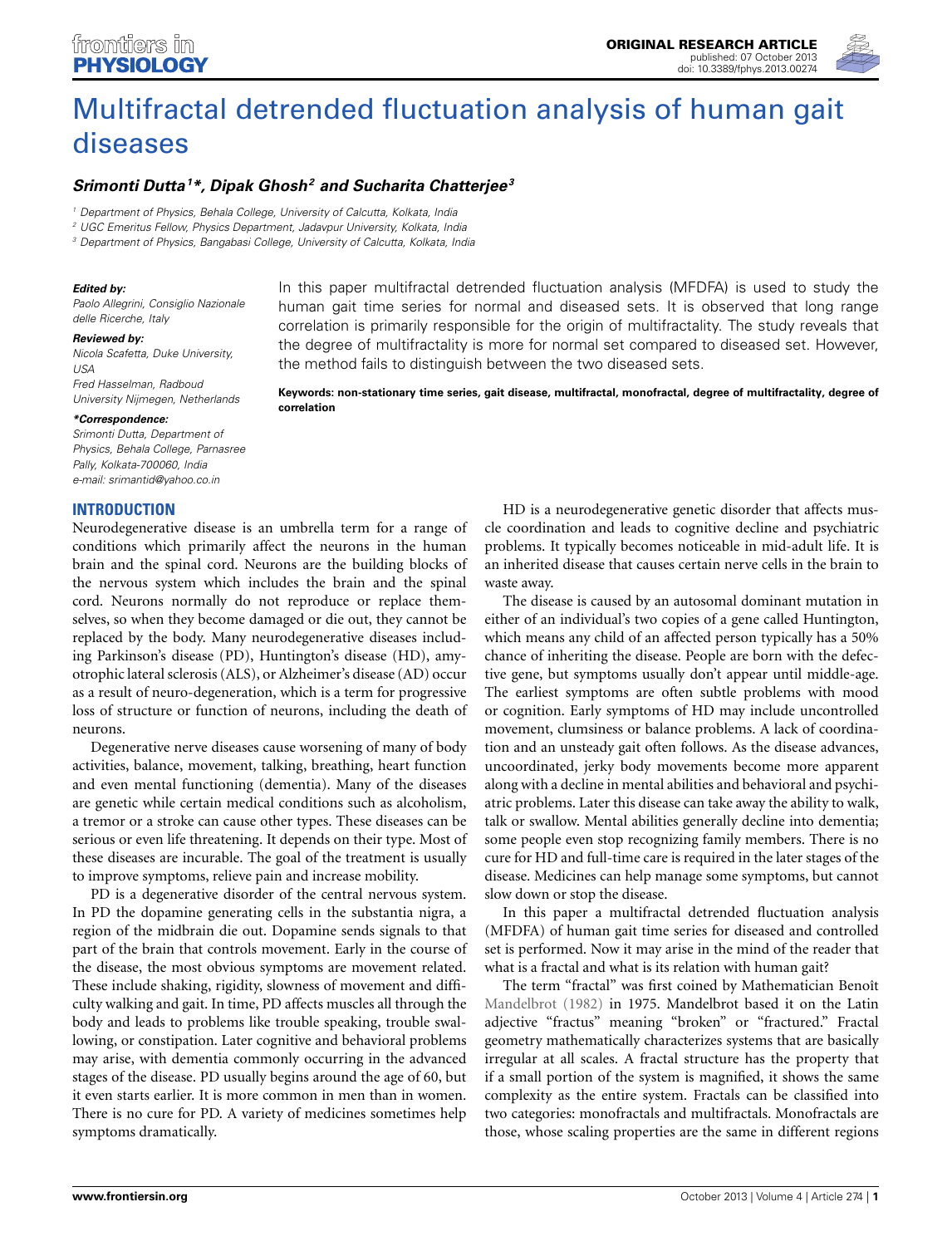ORIGINAL RESEARCH ARTICLE
published: 07 October 2013
doi: 10.3389/fphys.2013.00274

# Multifractal detrended fluctuation analysis of human gait diseases

***Srimonti Dutta[1]\*, Dipak Ghosh[2] and Sucharita Chatterjee[3]***

[1] Department of Physics, Behala College, University of Calcutta, Kolkata, India
[2] UGC Emeritus Fellow, Physics Department, Jadavpur University, Kolkata, India
[3] Department of Physics, Bangabasi College, University of Calcutta, Kolkata, India

***Edited by:***
Paolo Allegrini, Consiglio Nazionale delle Ricerche, Italy

***Reviewed by:***
Nicola Scafetta, Duke University, USA
Fred Hasselman, Radboud University Nijmegen, Netherlands

***\*Correspondence:***
Srimonti Dutta, Department of Physics, Behala College, Parnasree Pally, Kolkata-700060, India
e-mail: srimantid@yahoo.co.in

In this paper multifractal detrended fluctuation analysis (MFDFA) is used to study the human gait time series for normal and diseased sets. It is observed that long range correlation is primarily responsible for the origin of multifractality. The study reveals that the degree of multifractality is more for normal set compared to diseased set. However, the method fails to distinguish between the two diseased sets.

**Keywords: non-stationary time series, gait disease, multifractal, monofractal, degree of multifractality, degree of correlation**

## INTRODUCTION

Neurodegenerative disease is an umbrella term for a range of conditions which primarily affect the neurons in the human brain and the spinal cord. Neurons are the building blocks of the nervous system which includes the brain and the spinal cord. Neurons normally do not reproduce or replace themselves, so when they become damaged or die out, they cannot be replaced by the body. Many neurodegenerative diseases including Parkinson's disease (PD), Huntington's disease (HD), amyotrophic lateral sclerosis (ALS), or Alzheimer's disease (AD) occur as a result of neuro-degeneration, which is a term for progressive loss of structure or function of neurons, including the death of neurons.

Degenerative nerve diseases cause worsening of many of body activities, balance, movement, talking, breathing, heart function and even mental functioning (dementia). Many of the diseases are genetic while certain medical conditions such as alcoholism, a tremor or a stroke can cause other types. These diseases can be serious or even life threatening. It depends on their type. Most of these diseases are incurable. The goal of the treatment is usually to improve symptoms, relieve pain and increase mobility.

PD is a degenerative disorder of the central nervous system. In PD the dopamine generating cells in the substantia nigra, a region of the midbrain die out. Dopamine sends signals to that part of the brain that controls movement. Early in the course of the disease, the most obvious symptoms are movement related. These include shaking, rigidity, slowness of movement and difficulty walking and gait. In time, PD affects muscles all through the body and leads to problems like trouble speaking, trouble swallowing, or constipation. Later cognitive and behavioral problems may arise, with dementia commonly occurring in the advanced stages of the disease. PD usually begins around the age of 60, but it even starts earlier. It is more common in men than in women. There is no cure for PD. A variety of medicines sometimes help symptoms dramatically.

HD is a neurodegenerative genetic disorder that affects muscle coordination and leads to cognitive decline and psychiatric problems. It typically becomes noticeable in mid-adult life. It is an inherited disease that causes certain nerve cells in the brain to waste away.

The disease is caused by an autosomal dominant mutation in either of an individual's two copies of a gene called Huntington, which means any child of an affected person typically has a 50% chance of inheriting the disease. People are born with the defective gene, but symptoms usually don't appear until middle-age. The earliest symptoms are often subtle problems with mood or cognition. Early symptoms of HD may include uncontrolled movement, clumsiness or balance problems. A lack of coordination and an unsteady gait often follows. As the disease advances, uncoordinated, jerky body movements become more apparent along with a decline in mental abilities and behavioral and psychiatric problems. Later this disease can take away the ability to walk, talk or swallow. Mental abilities generally decline into dementia; some people even stop recognizing family members. There is no cure for HD and full-time care is required in the later stages of the disease. Medicines can help manage some symptoms, but cannot slow down or stop the disease.

In this paper a multifractal detrended fluctuation analysis (MFDFA) of human gait time series for diseased and controlled set is performed. Now it may arise in the mind of the reader that what is a fractal and what is its relation with human gait?

The term "fractal" was first coined by Mathematician Benoît Mandelbrot (1982) in 1975. Mandelbrot based it on the Latin adjective "fractus" meaning "broken" or "fractured." Fractal geometry mathematically characterizes systems that are basically irregular at all scales. A fractal structure has the property that if a small portion of the system is magnified, it shows the same complexity as the entire system. Fractals can be classified into two categories: monofractals and multifractals. Monofractals are those, whose scaling properties are the same in different regions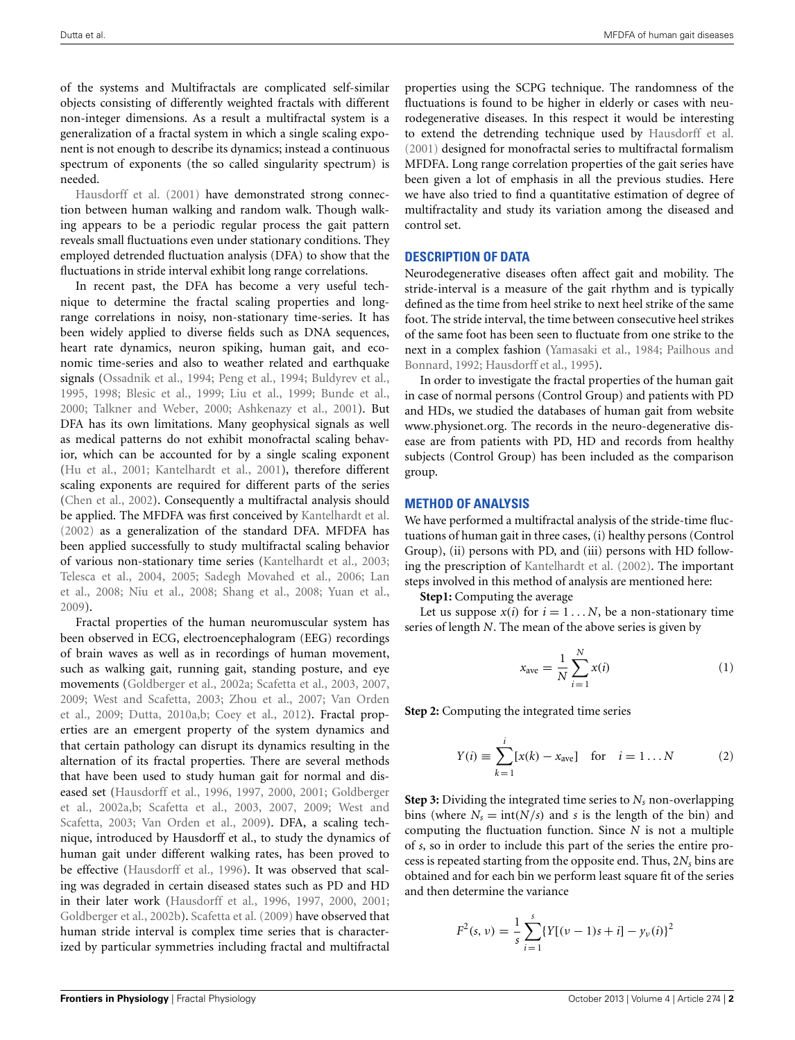of the systems and Multifractals are complicated self-similar objects consisting of differently weighted fractals with different non-integer dimensions. As a result a multifractal system is a generalization of a fractal system in which a single scaling exponent is not enough to describe its dynamics; instead a continuous spectrum of exponents (the so called singularity spectrum) is needed.

Hausdorff et al. (2001) have demonstrated strong connection between human walking and random walk. Though walking appears to be a periodic regular process the gait pattern reveals small fluctuations even under stationary conditions. They employed detrended fluctuation analysis (DFA) to show that the fluctuations in stride interval exhibit long range correlations.

In recent past, the DFA has become a very useful technique to determine the fractal scaling properties and long-range correlations in noisy, non-stationary time-series. It has been widely applied to diverse fields such as DNA sequences, heart rate dynamics, neuron spiking, human gait, and economic time-series and also to weather related and earthquake signals (Ossadnik et al., 1994; Peng et al., 1994; Buldyrev et al., 1995, 1998; Blesic et al., 1999; Liu et al., 1999; Bunde et al., 2000; Talkner and Weber, 2000; Ashkenazy et al., 2001). But DFA has its own limitations. Many geophysical signals as well as medical patterns do not exhibit monofractal scaling behavior, which can be accounted for by a single scaling exponent (Hu et al., 2001; Kantelhardt et al., 2001), therefore different scaling exponents are required for different parts of the series (Chen et al., 2002). Consequently a multifractal analysis should be applied. The MFDFA was first conceived by Kantelhardt et al. (2002) as a generalization of the standard DFA. MFDFA has been applied successfully to study multifractal scaling behavior of various non-stationary time series (Kantelhardt et al., 2003; Telesca et al., 2004, 2005; Sadegh Movahed et al., 2006; Lan et al., 2008; Niu et al., 2008; Shang et al., 2008; Yuan et al., 2009).

Fractal properties of the human neuromuscular system has been observed in ECG, electroencephalogram (EEG) recordings of brain waves as well as in recordings of human movement, such as walking gait, running gait, standing posture, and eye movements (Goldberger et al., 2002a; Scafetta et al., 2003, 2007, 2009; West and Scafetta, 2003; Zhou et al., 2007; Van Orden et al., 2009; Dutta, 2010a,b; Coey et al., 2012). Fractal properties are an emergent property of the system dynamics and that certain pathology can disrupt its dynamics resulting in the alternation of its fractal properties. There are several methods that have been used to study human gait for normal and diseased set (Hausdorff et al., 1996, 1997, 2000, 2001; Goldberger et al., 2002a,b; Scafetta et al., 2003, 2007, 2009; West and Scafetta, 2003; Van Orden et al., 2009). DFA, a scaling technique, introduced by Hausdorff et al., to study the dynamics of human gait under different walking rates, has been proved to be effective (Hausdorff et al., 1996). It was observed that scaling was degraded in certain diseased states such as PD and HD in their later work (Hausdorff et al., 1996, 1997, 2000, 2001; Goldberger et al., 2002b). Scafetta et al. (2009) have observed that human stride interval is complex time series that is characterized by particular symmetries including fractal and multifractal properties using the SCPG technique. The randomness of the fluctuations is found to be higher in elderly or cases with neurodegenerative diseases. In this respect it would be interesting to extend the detrending technique used by Hausdorff et al. (2001) designed for monofractal series to multifractal formalism MFDFA. Long range correlation properties of the gait series have been given a lot of emphasis in all the previous studies. Here we have also tried to find a quantitative estimation of degree of multifractality and study its variation among the diseased and control set.

## DESCRIPTION OF DATA

Neurodegenerative diseases often affect gait and mobility. The stride-interval is a measure of the gait rhythm and is typically defined as the time from heel strike to next heel strike of the same foot. The stride interval, the time between consecutive heel strikes of the same foot has been seen to fluctuate from one strike to the next in a complex fashion (Yamasaki et al., 1984; Pailhous and Bonnard, 1992; Hausdorff et al., 1995).

In order to investigate the fractal properties of the human gait in case of normal persons (Control Group) and patients with PD and HDs, we studied the databases of human gait from website www.physionet.org. The records in the neuro-degenerative disease are from patients with PD, HD and records from healthy subjects (Control Group) has been included as the comparison group.

## METHOD OF ANALYSIS

We have performed a multifractal analysis of the stride-time fluctuations of human gait in three cases, (i) healthy persons (Control Group), (ii) persons with PD, and (iii) persons with HD following the prescription of Kantelhardt et al. (2002). The important steps involved in this method of analysis are mentioned here:

**Step1:** Computing the average

Let us suppose $x(i)$ for $i = 1 \ldots N$, be a non-stationary time series of length $N$. The mean of the above series is given by

$$x_{\text{ave}} = \frac{1}{N}\sum_{i=1}^{N} x(i) \tag{1}$$

**Step 2:** Computing the integrated time series

$$Y(i) \equiv \sum_{k=1}^{i}[x(k) - x_{\text{ave}}] \quad \text{for} \quad i = 1 \ldots N \tag{2}$$

**Step 3:** Dividing the integrated time series to $N_s$ non-overlapping bins (where $N_s = \text{int}(N/s)$ and $s$ is the length of the bin) and computing the fluctuation function. Since $N$ is not a multiple of $s$, so in order to include this part of the series the entire process is repeated starting from the opposite end. Thus, $2N_s$ bins are obtained and for each bin we perform least square fit of the series and then determine the variance

$$F^2(s, \nu) = \frac{1}{s}\sum_{i=1}^{s}\{Y[(\nu - 1)s + i] - y_\nu(i)\}^2$$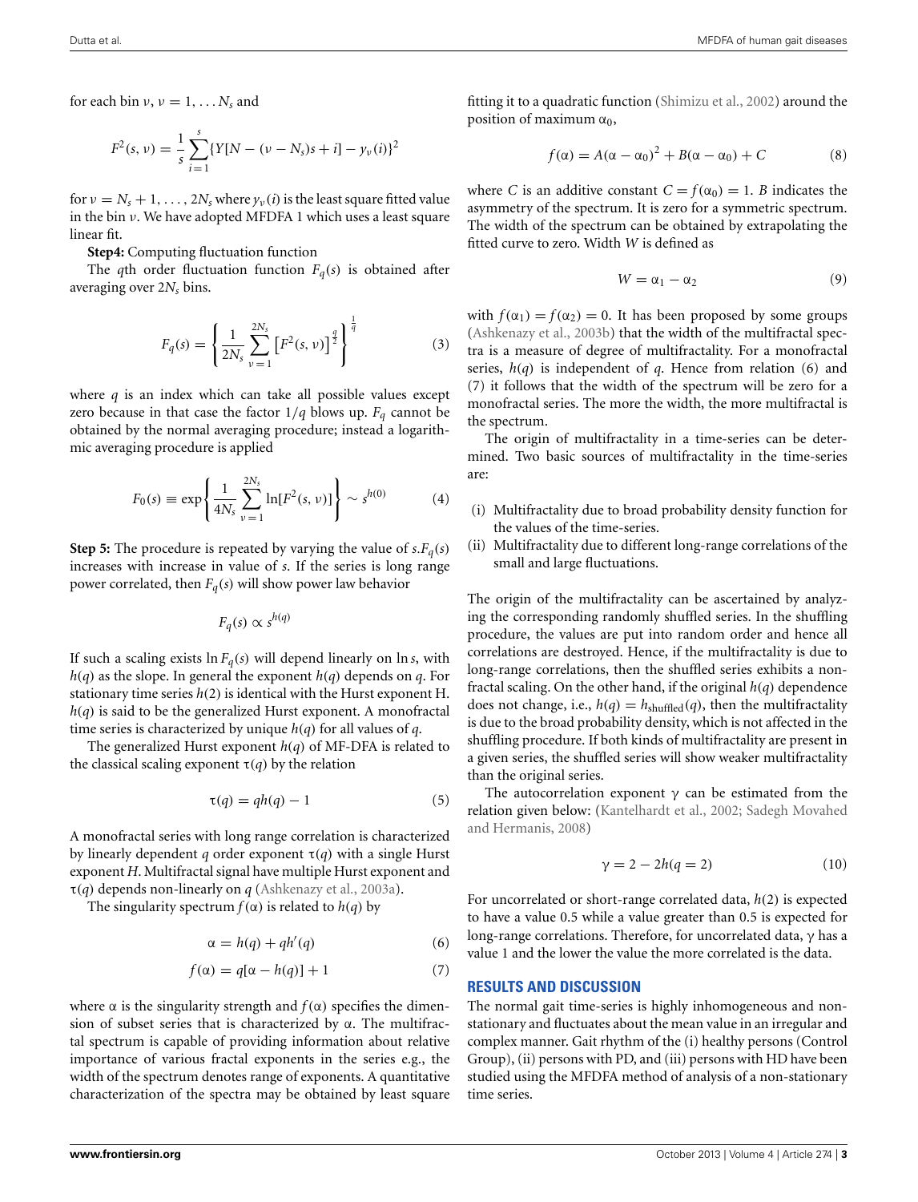for each bin $\nu$, $\nu = 1, \ldots N_s$ and

$$F^2(s, \nu) = \frac{1}{s}\sum_{i=1}^{s}\{Y[N - (\nu - N_s)s + i] - y_\nu(i)\}^2$$

for $\nu = N_s + 1, \ldots, 2N_s$ where $y_\nu(i)$ is the least square fitted value in the bin $\nu$. We have adopted MFDFA 1 which uses a least square linear fit.

**Step4:** Computing fluctuation function

The $q$th order fluctuation function $F_q(s)$ is obtained after averaging over $2N_s$ bins.

$$F_q(s) = \left\{\frac{1}{2N_s}\sum_{\nu=1}^{2N_s}\left[F^2(s,\nu)\right]^{\frac{q}{2}}\right\}^{\frac{1}{q}} \tag{3}$$

where $q$ is an index which can take all possible values except zero because in that case the factor $1/q$ blows up. $F_q$ cannot be obtained by the normal averaging procedure; instead a logarithmic averaging procedure is applied

$$F_0(s) \equiv \exp\left\{\frac{1}{4N_s}\sum_{\nu=1}^{2N_s}\ln[F^2(s,\nu)]\right\} \sim s^{h(0)} \tag{4}$$

**Step 5:** The procedure is repeated by varying the value of $s.F_q(s)$ increases with increase in value of $s$. If the series is long range power correlated, then $F_q(s)$ will show power law behavior

$$F_q(s) \propto s^{h(q)}$$

If such a scaling exists $\ln F_q(s)$ will depend linearly on $\ln s$, with $h(q)$ as the slope. In general the exponent $h(q)$ depends on $q$. For stationary time series $h(2)$ is identical with the Hurst exponent H. $h(q)$ is said to be the generalized Hurst exponent. A monofractal time series is characterized by unique $h(q)$ for all values of $q$.

The generalized Hurst exponent $h(q)$ of MF-DFA is related to the classical scaling exponent $\tau(q)$ by the relation

$$\tau(q) = qh(q) - 1 \tag{5}$$

A monofractal series with long range correlation is characterized by linearly dependent $q$ order exponent $\tau(q)$ with a single Hurst exponent $H$. Multifractal signal have multiple Hurst exponent and $\tau(q)$ depends non-linearly on $q$ (Ashkenazy et al., 2003a).

The singularity spectrum $f(\alpha)$ is related to $h(q)$ by

$$\alpha = h(q) + qh'(q) \tag{6}$$

$$f(\alpha) = q[\alpha - h(q)] + 1 \tag{7}$$

where $\alpha$ is the singularity strength and $f(\alpha)$ specifies the dimension of subset series that is characterized by $\alpha$. The multifractal spectrum is capable of providing information about relative importance of various fractal exponents in the series e.g., the width of the spectrum denotes range of exponents. A quantitative characterization of the spectra may be obtained by least square fitting it to a quadratic function (Shimizu et al., 2002) around the position of maximum $\alpha_0$,

$$f(\alpha) = A(\alpha - \alpha_0)^2 + B(\alpha - \alpha_0) + C \tag{8}$$

where $C$ is an additive constant $C = f(\alpha_0) = 1$. $B$ indicates the asymmetry of the spectrum. It is zero for a symmetric spectrum. The width of the spectrum can be obtained by extrapolating the fitted curve to zero. Width $W$ is defined as

$$W = \alpha_1 - \alpha_2 \tag{9}$$

with $f(\alpha_1) = f(\alpha_2) = 0$. It has been proposed by some groups (Ashkenazy et al., 2003b) that the width of the multifractal spectra is a measure of degree of multifractality. For a monofractal series, $h(q)$ is independent of $q$. Hence from relation (6) and (7) it follows that the width of the spectrum will be zero for a monofractal series. The more the width, the more multifractal is the spectrum.

The origin of multifractality in a time-series can be determined. Two basic sources of multifractality in the time-series are:

(i) Multifractality due to broad probability density function for the values of the time-series.
(ii) Multifractality due to different long-range correlations of the small and large fluctuations.

The origin of the multifractality can be ascertained by analyzing the corresponding randomly shuffled series. In the shuffling procedure, the values are put into random order and hence all correlations are destroyed. Hence, if the multifractality is due to long-range correlations, then the shuffled series exhibits a non-fractal scaling. On the other hand, if the original $h(q)$ dependence does not change, i.e., $h(q) = h_{\text{shuffled}}(q)$, then the multifractality is due to the broad probability density, which is not affected in the shuffling procedure. If both kinds of multifractality are present in a given series, the shuffled series will show weaker multifractality than the original series.

The autocorrelation exponent $\gamma$ can be estimated from the relation given below: (Kantelhardt et al., 2002; Sadegh Movahed and Hermanis, 2008)

$$\gamma = 2 - 2h(q = 2) \tag{10}$$

For uncorrelated or short-range correlated data, $h(2)$ is expected to have a value 0.5 while a value greater than 0.5 is expected for long-range correlations. Therefore, for uncorrelated data, $\gamma$ has a value 1 and the lower the value the more correlated is the data.

## RESULTS AND DISCUSSION

The normal gait time-series is highly inhomogeneous and non-stationary and fluctuates about the mean value in an irregular and complex manner. Gait rhythm of the (i) healthy persons (Control Group), (ii) persons with PD, and (iii) persons with HD have been studied using the MFDFA method of analysis of a non-stationary time series.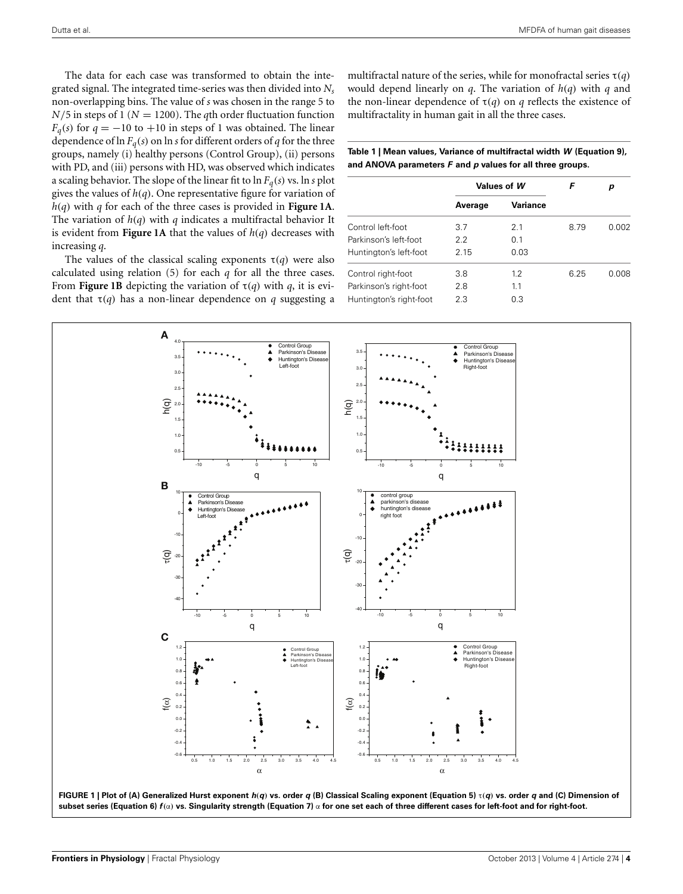The data for each case was transformed to obtain the integrated signal. The integrated time-series was then divided into $N_s$ non-overlapping bins. The value of $s$ was chosen in the range 5 to $N/5$ in steps of 1 ($N = 1200$). The $q$th order fluctuation function $F_q(s)$ for $q = -10$ to $+10$ in steps of 1 was obtained. The linear dependence of $\ln F_q(s)$ on $\ln s$ for different orders of $q$ for the three groups, namely (i) healthy persons (Control Group), (ii) persons with PD, and (iii) persons with HD, was observed which indicates a scaling behavior. The slope of the linear fit to $\ln F_q(s)$ vs. $\ln s$ plot gives the values of $h(q)$. One representative figure for variation of $h(q)$ with $q$ for each of the three cases is provided in **Figure 1A**. The variation of $h(q)$ with $q$ indicates a multifractal behavior It is evident from **Figure 1A** that the values of $h(q)$ decreases with increasing $q$.

The values of the classical scaling exponents $\tau(q)$ were also calculated using relation (5) for each $q$ for all the three cases. From **Figure 1B** depicting the variation of $\tau(q)$ with $q$, it is evident that $\tau(q)$ has a non-linear dependence on $q$ suggesting a multifractal nature of the series, while for monofractal series $\tau(q)$ would depend linearly on $q$. The variation of $h(q)$ with $q$ and the non-linear dependence of $\tau(q)$ on $q$ reflects the existence of multifractality in human gait in all the three cases.

**Table 1 | Mean values, Variance of multifractal width *W* (Equation 9), and ANOVA parameters *F* and *p* values for all three groups.**

| | Values of *W* | | *F* | *p* |
|---|---|---|---|---|
| | Average | Variance | | |
| Control left-foot | 3.7 | 2.1 | 8.79 | 0.002 |
| Parkinson's left-foot | 2.2 | 0.1 | | |
| Huntington's left-foot | 2.15 | 0.03 | | |
| Control right-foot | 3.8 | 1.2 | 6.25 | 0.008 |
| Parkinson's right-foot | 2.8 | 1.1 | | |
| Huntington's right-foot | 2.3 | 0.3 | | |

**FIGURE 1 | Plot of (A) Generalized Hurst exponent $h(q)$ vs. order $q$ (B) Classical Scaling exponent (Equation 5) $\tau(q)$ vs. order $q$ and (C) Dimension of subset series (Equation 6) $f(\alpha)$ vs. Singularity strength (Equation 7) $\alpha$ for one set each of three different cases for left-foot and for right-foot.**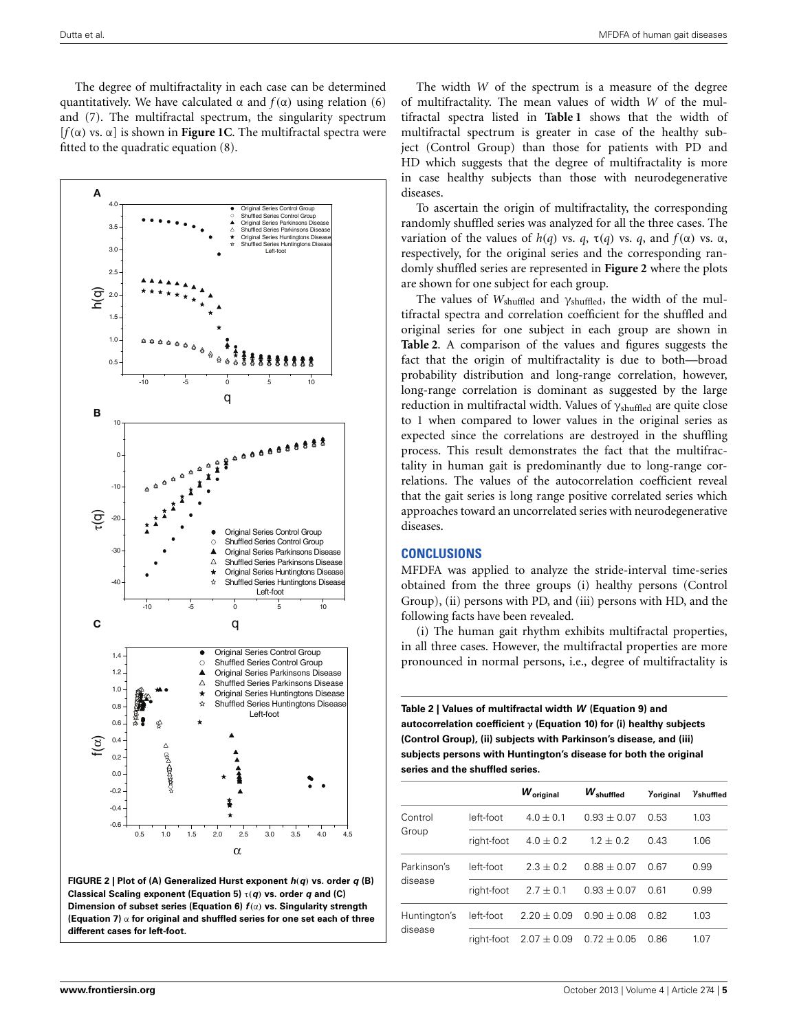The degree of multifractality in each case can be determined quantitatively. We have calculated α and $f(\alpha)$ using relation (6) and (7). The multifractal spectrum, the singularity spectrum [$f(\alpha)$ vs. α] is shown in **Figure 1C**. The multifractal spectra were fitted to the quadratic equation (8).

**FIGURE 2 | Plot of (A) Generalized Hurst exponent $h(q)$ vs. order $q$ (B) Classical Scaling exponent (Equation 5) $\tau(q)$ vs. order $q$ and (C) Dimension of subset series (Equation 6) $f(\alpha)$ vs. Singularity strength (Equation 7) α for original and shuffled series for one set each of three different cases for left-foot.**

The width $W$ of the spectrum is a measure of the degree of multifractality. The mean values of width $W$ of the multifractal spectra listed in **Table 1** shows that the width of multifractal spectrum is greater in case of the healthy subject (Control Group) than those for patients with PD and HD which suggests that the degree of multifractality is more in case healthy subjects than those with neurodegenerative diseases.

To ascertain the origin of multifractality, the corresponding randomly shuffled series was analyzed for all the three cases. The variation of the values of $h(q)$ vs. $q$, $\tau(q)$ vs. $q$, and $f(\alpha)$ vs. α, respectively, for the original series and the corresponding randomly shuffled series are represented in **Figure 2** where the plots are shown for one subject for each group.

The values of $W_{\text{shuffled}}$ and $\gamma_{\text{shuffled}}$, the width of the multifractal spectra and correlation coefficient for the shuffled and original series for one subject in each group are shown in **Table 2**. A comparison of the values and figures suggests the fact that the origin of multifractality is due to both—broad probability distribution and long-range correlation, however, long-range correlation is dominant as suggested by the large reduction in multifractal width. Values of $\gamma_{\text{shuffled}}$ are quite close to 1 when compared to lower values in the original series as expected since the correlations are destroyed in the shuffling process. This result demonstrates the fact that the multifractality in human gait is predominantly due to long-range correlations. The values of the autocorrelation coefficient reveal that the gait series is long range positive correlated series which approaches toward an uncorrelated series with neurodegenerative diseases.

## CONCLUSIONS

MFDFA was applied to analyze the stride-interval time-series obtained from the three groups (i) healthy persons (Control Group), (ii) persons with PD, and (iii) persons with HD, and the following facts have been revealed.

(i) The human gait rhythm exhibits multifractal properties, in all three cases. However, the multifractal properties are more pronounced in normal persons, i.e., degree of multifractality is

**Table 2 | Values of multifractal width $W$ (Equation 9) and autocorrelation coefficient γ (Equation 10) for (i) healthy subjects (Control Group), (ii) subjects with Parkinson's disease, and (iii) subjects persons with Huntington's disease for both the original series and the shuffled series.**

| | | $W_{\text{original}}$ | $W_{\text{shuffled}}$ | $\gamma_{\text{original}}$ | $\gamma_{\text{shuffled}}$ |
|---|---|---|---|---|---|
| Control Group | left-foot | $4.0 \pm 0.1$ | $0.93 \pm 0.07$ | 0.53 | 1.03 |
| | right-foot | $4.0 \pm 0.2$ | $1.2 \pm 0.2$ | 0.43 | 1.06 |
| Parkinson's disease | left-foot | $2.3 \pm 0.2$ | $0.88 \pm 0.07$ | 0.67 | 0.99 |
| | right-foot | $2.7 \pm 0.1$ | $0.93 \pm 0.07$ | 0.61 | 0.99 |
| Huntington's disease | left-foot | $2.20 \pm 0.09$ | $0.90 \pm 0.08$ | 0.82 | 1.03 |
| | right-foot | $2.07 \pm 0.09$ | $0.72 \pm 0.05$ | 0.86 | 1.07 |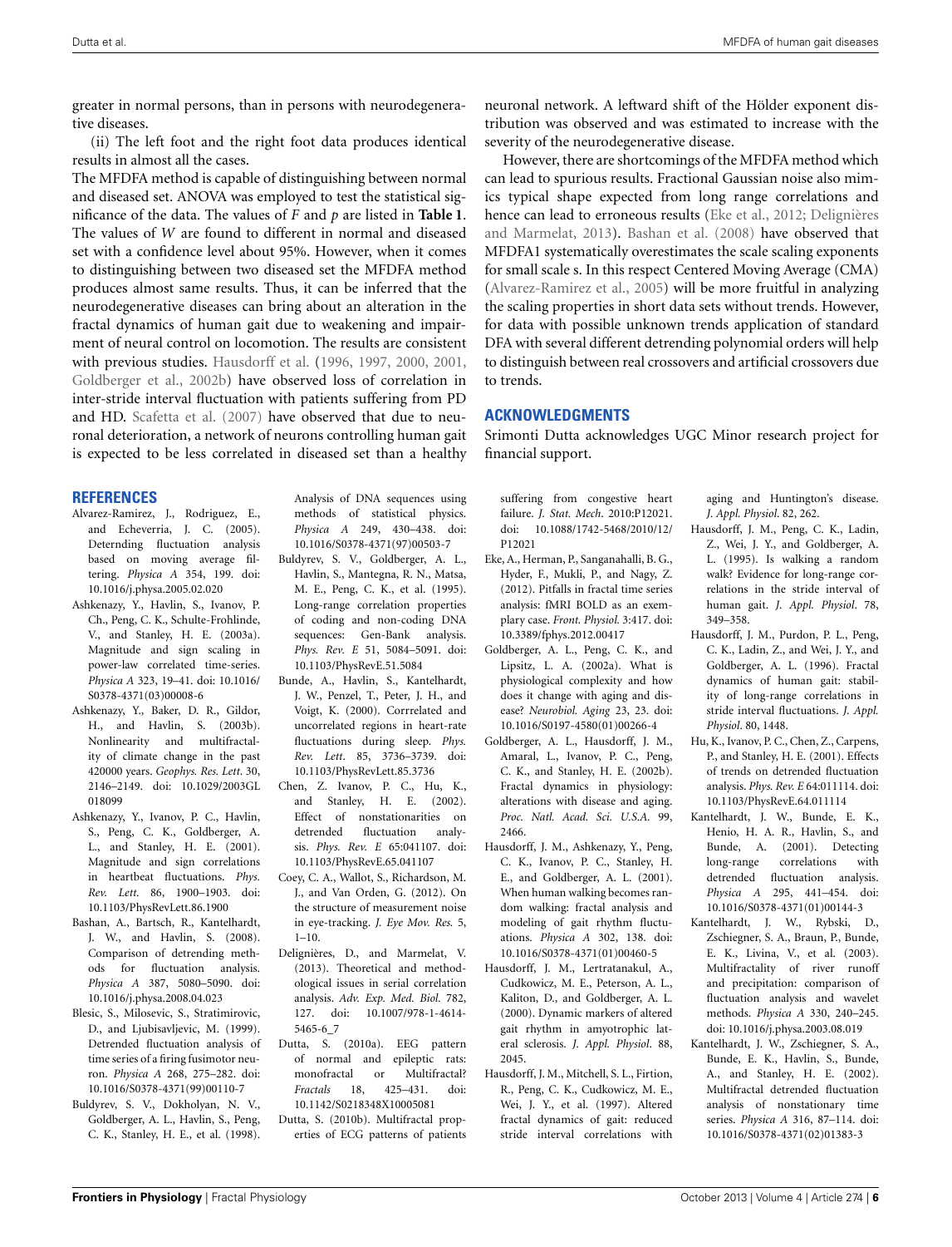greater in normal persons, than in persons with neurodegenerative diseases.

(ii) The left foot and the right foot data produces identical results in almost all the cases.

The MFDFA method is capable of distinguishing between normal and diseased set. ANOVA was employed to test the statistical significance of the data. The values of $F$ and $p$ are listed in **Table 1**. The values of $W$ are found to different in normal and diseased set with a confidence level about 95%. However, when it comes to distinguishing between two diseased set the MFDFA method produces almost same results. Thus, it can be inferred that the neurodegenerative diseases can bring about an alteration in the fractal dynamics of human gait due to weakening and impairment of neural control on locomotion. The results are consistent with previous studies. Hausdorff et al. (1996, 1997, 2000, 2001, Goldberger et al., 2002b) have observed loss of correlation in inter-stride interval fluctuation with patients suffering from PD and HD. Scafetta et al. (2007) have observed that due to neuronal deterioration, a network of neurons controlling human gait is expected to be less correlated in diseased set than a healthy neuronal network. A leftward shift of the Hölder exponent distribution was observed and was estimated to increase with the severity of the neurodegenerative disease.

However, there are shortcomings of the MFDFA method which can lead to spurious results. Fractional Gaussian noise also mimics typical shape expected from long range correlations and hence can lead to erroneous results (Eke et al., 2012; Delignières and Marmelat, 2013). Bashan et al. (2008) have observed that MFDFA1 systematically overestimates the scale scaling exponents for small scale s. In this respect Centered Moving Average (CMA) (Alvarez-Ramirez et al., 2005) will be more fruitful in analyzing the scaling properties in short data sets without trends. However, for data with possible unknown trends application of standard DFA with several different detrending polynomial orders will help to distinguish between real crossovers and artificial crossovers due to trends.

## ACKNOWLEDGMENTS

Srimonti Dutta acknowledges UGC Minor research project for financial support.

## REFERENCES

Alvarez-Ramirez, J., Rodriguez, E., and Echeverria, J. C. (2005). Deterning fluctuation analysis based on moving average filtering. *Physica A* 354, 199. doi: 10.1016/j.physa.2005.02.020

Ashkenazy, Y., Havlin, S., Ivanov, P. Ch., Peng, C. K., Schulte-Frohlinde, V., and Stanley, H. E. (2003a). Magnitude and sign scaling in power-law correlated time-series. *Physica A* 323, 19–41. doi: 10.1016/S0378-4371(03)00008-6

Ashkenazy, Y., Baker, D. R., Gildor, H., and Havlin, S. (2003b). Nonlinearity and multifractality of climate change in the past 420000 years. *Geophys. Res. Lett.* 30, 2146–2149. doi: 10.1029/2003GL018099

Ashkenazy, Y., Ivanov, P. C., Havlin, S., Peng, C. K., Goldberger, A. L., and Stanley, H. E. (2001). Magnitude and sign correlations in heartbeat fluctuations. *Phys. Rev. Lett.* 86, 1900–1903. doi: 10.1103/PhysRevLett.86.1900

Bashan, A., Bartsch, R., Kantelhardt, J. W., and Havlin, S. (2008). Comparison of detrending methods for fluctuation analysis. *Physica A* 387, 5080–5090. doi: 10.1016/j.physa.2008.04.023

Blesic, S., Milosevic, S., Stratimirovic, D., and Ljubisavljevic, M. (1999). Detrended fluctuation analysis of time series of a firing fusimotor neuron. *Physica A* 268, 275–282. doi: 10.1016/S0378-4371(99)00110-7

Buldyrev, S. V., Dokholyan, N. V., Goldberger, A. L., Havlin, S., Peng, C. K., Stanley, H. E., et al. (1998). Analysis of DNA sequences using methods of statistical physics. *Physica A* 249, 430–438. doi: 10.1016/S0378-4371(97)00503-7

Buldyrev, S. V., Goldberger, A. L., Havlin, S., Mantegna, R. N., Matsa, M. E., Peng, C. K., et al. (1995). Long-range correlation properties of coding and non-coding DNA sequences: Gen-Bank analysis. *Phys. Rev. E* 51, 5084–5091. doi: 10.1103/PhysRevE.51.5084

Bunde, A., Havlin, S., Kantelhardt, J. W., Penzel, T., Peter, J. H., and Voigt, K. (2000). Corrrelated and uncorrelated regions in heart-rate fluctuations during sleep. *Phys. Rev. Lett*. 85, 3736–3739. doi: 10.1103/PhysRevLett.85.3736

Chen, Z. Ivanov, P. C., Hu, K., and Stanley, H. E. (2002). Effect of nonstationarities on detrended fluctuation analysis. *Phys. Rev. E* 65:041107. doi: 10.1103/PhysRevE.65.041107

Coey, C. A., Wallot, S., Richardson, M. J., and Van Orden, G. (2012). On the structure of measurement noise in eye-tracking. *J. Eye Mov. Res.* 5, 1–10.

Delignières, D., and Marmelat, V. (2013). Theoretical and methodological issues in serial correlation analysis. *Adv. Exp. Med. Biol.* 782, 127. doi: 10.1007/978-1-4614-5465-6_7

Dutta, S. (2010a). EEG pattern of normal and epileptic rats: monofractal or Multifractal? *Fractals* 18, 425–431. doi: 10.1142/S0218348X10005081

Dutta, S. (2010b). Multifractal properties of ECG patterns of patients suffering from congestive heart failure. *J. Stat. Mech*. 2010:P12021. doi: 10.1088/1742-5468/2010/12/P12021

Eke, A., Herman, P., Sanganahalli, B. G., Hyder, F., Mukli, P., and Nagy, Z. (2012). Pitfalls in fractal time series analysis: fMRI BOLD as an exemplary case. *Front. Physiol.* 3:417. doi: 10.3389/fphys.2012.00417

Goldberger, A. L., Peng, C. K., and Lipsitz, L. A. (2002a). What is physiological complexity and how does it change with aging and disease? *Neurobiol. Aging* 23, 23. doi: 10.1016/S0197-4580(01)00266-4

Goldberger, A. L., Hausdorff, J. M., Amaral, L., Ivanov, P. C., Peng, C. K., and Stanley, H. E. (2002b). Fractal dynamics in physiology: alterations with disease and aging. *Proc. Natl. Acad. Sci. U.S.A.* 99, 2466.

Hausdorff, J. M., Ashkenazy, Y., Peng, C. K., Ivanov, P. C., Stanley, H. E., and Goldberger, A. L. (2001). When human walking becomes random walking: fractal analysis and modeling of gait rhythm fluctuations. *Physica A* 302, 138. doi: 10.1016/S0378-4371(01)00460-5

Hausdorff, J. M., Lertratanakul, A., Cudkowicz, M. E., Peterson, A. L., Kaliton, D., and Goldberger, A. L. (2000). Dynamic markers of altered gait rhythm in amyotrophic lateral sclerosis. *J. Appl. Physiol*. 88, 2045.

Hausdorff, J. M., Mitchell, S. L., Firtion, R., Peng, C. K., Cudkowicz, M. E., Wei, J. Y., et al. (1997). Altered fractal dynamics of gait: reduced stride interval correlations with aging and Huntington's disease. *J. Appl. Physiol*. 82, 262.

Hausdorff, J. M., Peng, C. K., Ladin, Z., Wei, J. Y., and Goldberger, A. L. (1995). Is walking a random walk? Evidence for long-range correlations in the stride interval of human gait. *J. Appl. Physiol*. 78, 349–358.

Hausdorff, J. M., Purdon, P. L., Peng, C. K., Ladin, Z., and Wei, J. Y., and Goldberger, A. L. (1996). Fractal dynamics of human gait: stability of long-range correlations in stride interval fluctuations. *J. Appl. Physiol*. 80, 1448.

Hu, K., Ivanov, P. C., Chen, Z., Carpens, P., and Stanley, H. E. (2001). Effects of trends on detrended fluctuation analysis. *Phys. Rev. E* 64:011114. doi: 10.1103/PhysRevE.64.011114

Kantelhardt, J. W., Bunde, E. K., Henio, H. A. R., Havlin, S., and Bunde, A. (2001). Detecting long-range correlations with detrended fluctuation analysis. *Physica A* 295, 441–454. doi: 10.1016/S0378-4371(01)00144-3

Kantelhardt, J. W., Rybski, D., Zschiegner, S. A., Braun, P., Bunde, E. K., Livina, V., et al. (2003). Multifractality of river runoff and precipitation: comparison of fluctuation analysis and wavelet methods. *Physica A* 330, 240–245. doi: 10.1016/j.physa.2003.08.019

Kantelhardt, J. W., Zschiegner, S. A., Bunde, E. K., Havlin, S., Bunde, A., and Stanley, H. E. (2002). Multifractal detrended fluctuation analysis of nonstationary time series. *Physica A* 316, 87–114. doi: 10.1016/S0378-4371(02)01383-3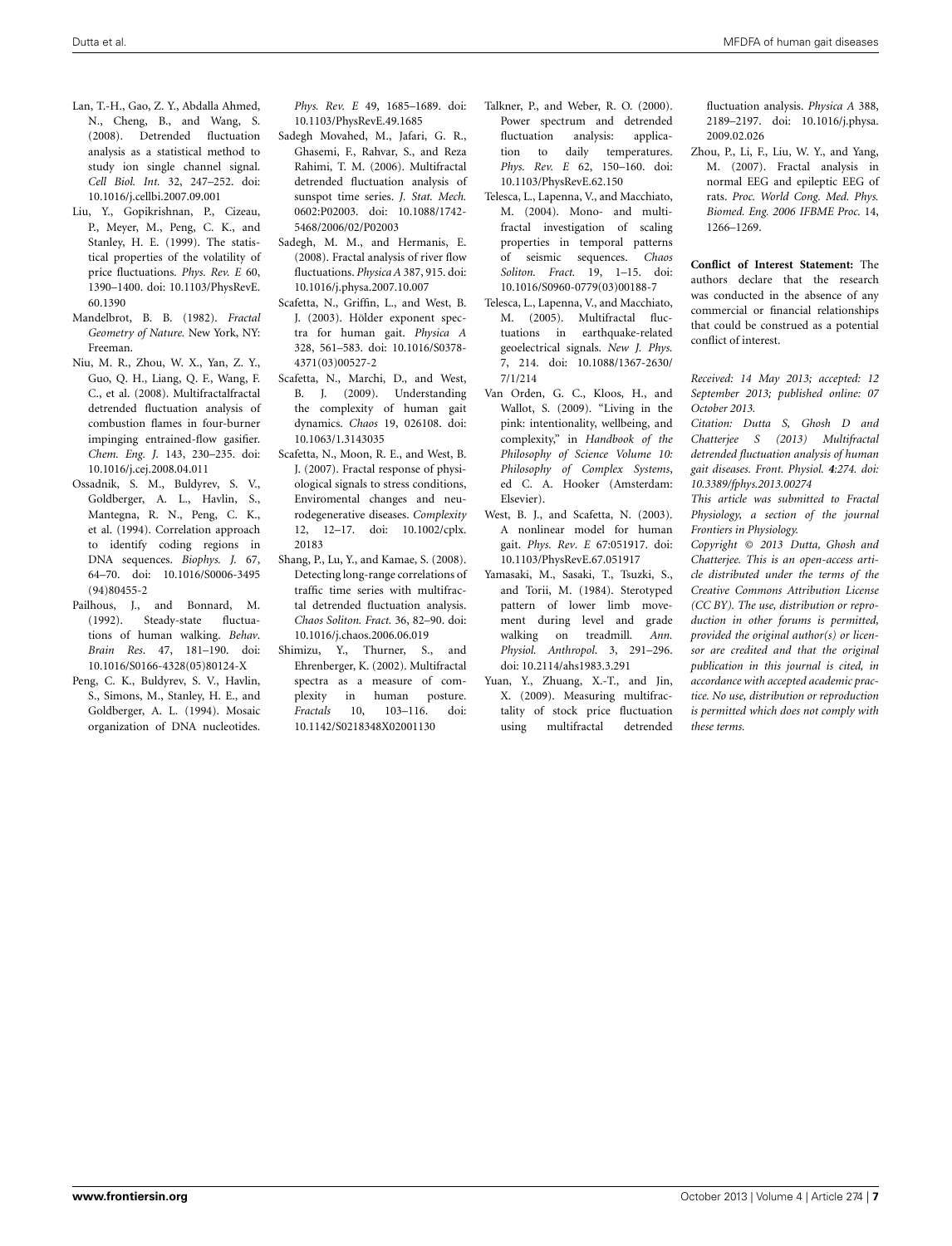Lan, T.-H., Gao, Z. Y., Abdalla Ahmed, N., Cheng, B., and Wang, S. (2008). Detrended fluctuation analysis as a statistical method to study ion single channel signal. *Cell Biol. Int.* 32, 247–252. doi: 10.1016/j.cellbi.2007.09.001

Liu, Y., Gopikrishnan, P., Cizeau, P., Meyer, M., Peng, C. K., and Stanley, H. E. (1999). The statistical properties of the volatility of price fluctuations. *Phys. Rev. E* 60, 1390–1400. doi: 10.1103/PhysRevE.60.1390

Mandelbrot, B. B. (1982). *Fractal Geometry of Nature.* New York, NY: Freeman.

Niu, M. R., Zhou, W. X., Yan, Z. Y., Guo, Q. H., Liang, Q. F., Wang, F. C., et al. (2008). Multifractalfractal detrended fluctuation analysis of combustion flames in four-burner impinging entrained-flow gasifier. *Chem. Eng. J.* 143, 230–235. doi: 10.1016/j.cej.2008.04.011

Ossadnik, S. M., Buldyrev, S. V., Goldberger, A. L., Havlin, S., Mantegna, R. N., Peng, C. K., et al. (1994). Correlation approach to identify coding regions in DNA sequences. *Biophys. J.* 67, 64–70. doi: 10.1016/S0006-3495(94)80455-2

Pailhous, J., and Bonnard, M. (1992). Steady-state fluctuations of human walking. *Behav. Brain Res*. 47, 181–190. doi: 10.1016/S0166-4328(05)80124-X

Peng, C. K., Buldyrev, S. V., Havlin, S., Simons, M., Stanley, H. E., and Goldberger, A. L. (1994). Mosaic organization of DNA nucleotides. *Phys. Rev. E* 49, 1685–1689. doi: 10.1103/PhysRevE.49.1685

Sadegh Movahed, M., Jafari, G. R., Ghasemi, F., Rahvar, S., and Reza Rahimi, T. M. (2006). Multifractal detrended fluctuation analysis of sunspot time series. *J. Stat. Mech.* 0602:P02003. doi: 10.1088/1742-5468/2006/02/P02003

Sadegh, M. M., and Hermanis, E. (2008). Fractal analysis of river flow fluctuations. *Physica A* 387, 915. doi: 10.1016/j.physa.2007.10.007

Scafetta, N., Griffin, L., and West, B. J. (2003). Hölder exponent spectra for human gait. *Physica A* 328, 561–583. doi: 10.1016/S0378-4371(03)00527-2

Scafetta, N., Marchi, D., and West, B. J. (2009). Understanding the complexity of human gait dynamics. *Chaos* 19, 026108. doi: 10.1063/1.3143035

Scafetta, N., Moon, R. E., and West, B. J. (2007). Fractal response of physiological signals to stress conditions, Enviromental changes and neurodegenerative diseases. *Complexity* 12, 12–17. doi: 10.1002/cplx.20183

Shang, P., Lu, Y., and Kamae, S. (2008). Detecting long-range correlations of traffic time series with multifractal detrended fluctuation analysis. *Chaos Soliton. Fract.* 36, 82–90. doi: 10.1016/j.chaos.2006.06.019

Shimizu, Y., Thurner, S., and Ehrenberger, K. (2002). Multifractal spectra as a measure of complexity in human posture. *Fractals* 10, 103–116. doi: 10.1142/S0218348X02001130

Talkner, P., and Weber, R. O. (2000). Power spectrum and detrended fluctuation analysis: application to daily temperatures. *Phys. Rev. E* 62, 150–160. doi: 10.1103/PhysRevE.62.150

Telesca, L., Lapenna, V., and Macchiato, M. (2004). Mono- and multifractal investigation of scaling properties in temporal patterns of seismic sequences. *Chaos Soliton. Fract.* 19, 1–15. doi: 10.1016/S0960-0779(03)00188-7

Telesca, L., Lapenna, V., and Macchiato, M. (2005). Multifractal fluctuations in earthquake-related geoelectrical signals. *New J. Phys.* 7, 214. doi: 10.1088/1367-2630/7/1/214

Van Orden, G. C., Kloos, H., and Wallot, S. (2009). "Living in the pink: intentionality, wellbeing, and complexity," in *Handbook of the Philosophy of Science Volume 10: Philosophy of Complex Systems*, ed C. A. Hooker (Amsterdam: Elsevier).

West, B. J., and Scafetta, N. (2003). A nonlinear model for human gait. *Phys. Rev. E* 67:051917. doi: 10.1103/PhysRevE.67.051917

Yamasaki, M., Sasaki, T., Tsuzki, S., and Torii, M. (1984). Sterotyped pattern of lower limb movement during level and grade walking on treadmill. *Ann. Physiol. Anthropol.* 3, 291–296. doi: 10.2114/ahs1983.3.291

Yuan, Y., Zhuang, X.-T., and Jin, X. (2009). Measuring multifractality of stock price fluctuation using multifractal detrended fluctuation analysis. *Physica A* 388, 2189–2197. doi: 10.1016/j.physa.2009.02.026

Zhou, P., Li, F., Liu, W. Y., and Yang, M. (2007). Fractal analysis in normal EEG and epileptic EEG of rats. *Proc. World Cong. Med. Phys. Biomed. Eng. 2006 IFBME Proc.* 14, 1266–1269.

**Conflict of Interest Statement:** The authors declare that the research was conducted in the absence of any commercial or financial relationships that could be construed as a potential conflict of interest.

*Received: 14 May 2013; accepted: 12 September 2013; published online: 07 October 2013.*

*Citation: Dutta S, Ghosh D and Chatterjee S (2013) Multifractal detrended fluctuation analysis of human gait diseases. Front. Physiol.* ***4****:274. doi: 10.3389/fphys.2013.00274*

*This article was submitted to Fractal Physiology, a section of the journal Frontiers in Physiology.*

*Copyright © 2013 Dutta, Ghosh and Chatterjee. This is an open-access article distributed under the terms of the Creative Commons Attribution License (CC BY). The use, distribution or reproduction in other forums is permitted, provided the original author(s) or licensor are credited and that the original publication in this journal is cited, in accordance with accepted academic practice. No use, distribution or reproduction is permitted which does not comply with these terms.*